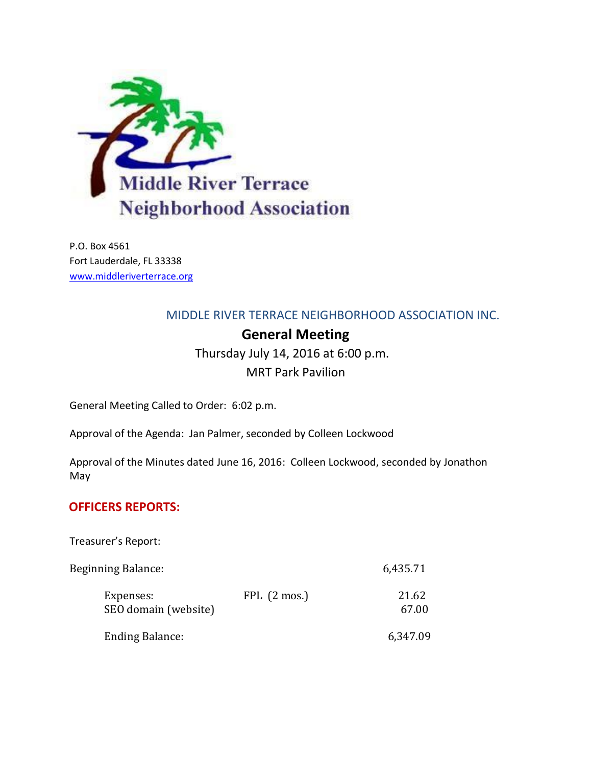Middle River Terrace Neighborhood Association

P.O. Box 4561
Fort Lauderdale, FL 33338
www.middleriverterrace.org

## MIDDLE RIVER TERRACE NEIGHBORHOOD ASSOCIATION INC.

### General Meeting

Thursday July 14, 2016 at 6:00 p.m.
MRT Park Pavilion

General Meeting Called to Order: 6:02 p.m.

Approval of the Agenda: Jan Palmer, seconded by Colleen Lockwood

Approval of the Minutes dated June 16, 2016: Colleen Lockwood, seconded by Jonathon May

## OFFICERS REPORTS:

Treasurer's Report:

| | | |
|---|---|---|
| Beginning Balance: | | 6,435.71 |
| Expenses: | FPL (2 mos.) | 21.62 |
| SEO domain (website) | | 67.00 |
| Ending Balance: | | 6,347.09 |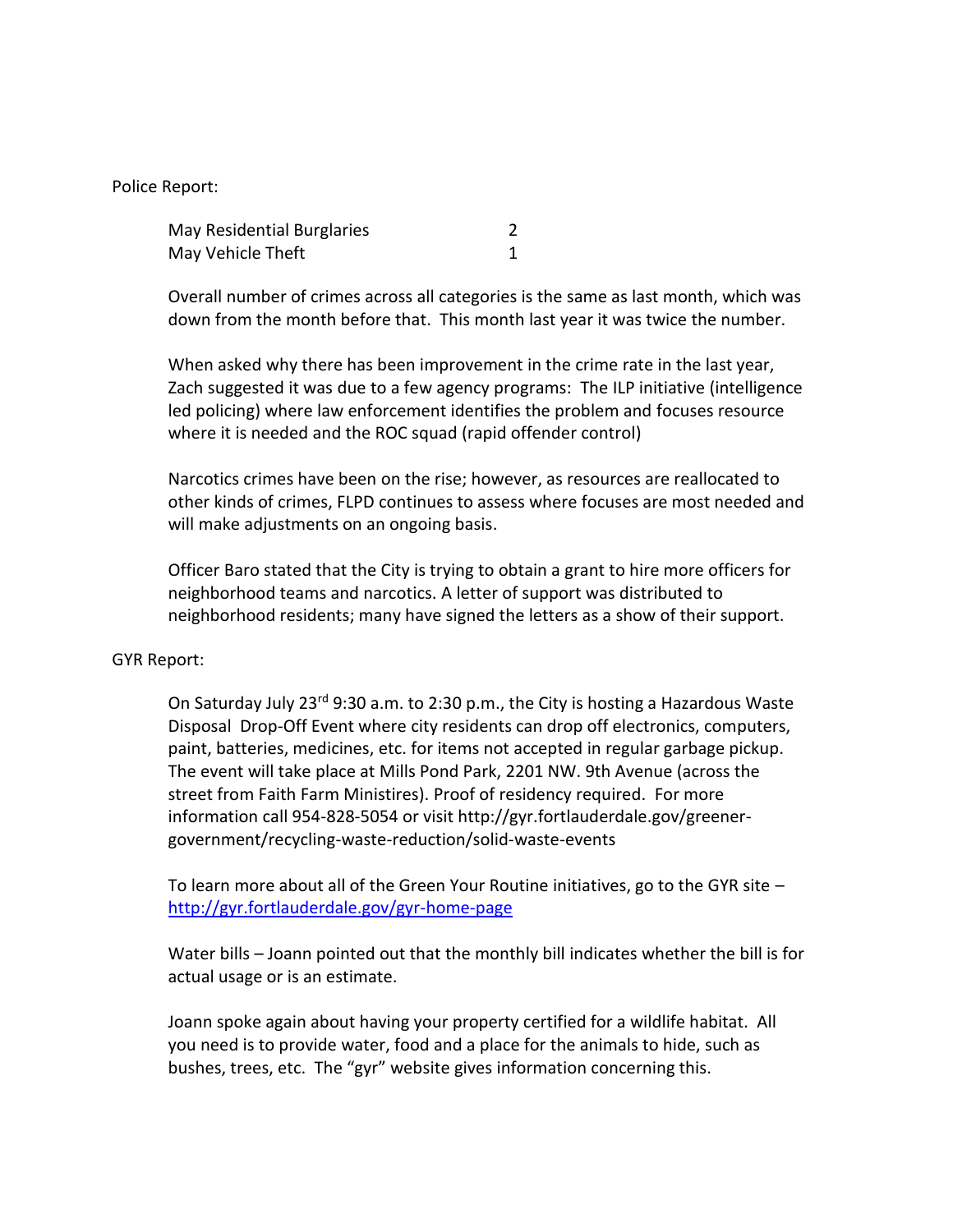Police Report:

| May Residential Burglaries | 2 |
| --- | --- |
| May Vehicle Theft | 1 |

Overall number of crimes across all categories is the same as last month, which was down from the month before that. This month last year it was twice the number.

When asked why there has been improvement in the crime rate in the last year, Zach suggested it was due to a few agency programs: The ILP initiative (intelligence led policing) where law enforcement identifies the problem and focuses resource where it is needed and the ROC squad (rapid offender control)

Narcotics crimes have been on the rise; however, as resources are reallocated to other kinds of crimes, FLPD continues to assess where focuses are most needed and will make adjustments on an ongoing basis.

Officer Baro stated that the City is trying to obtain a grant to hire more officers for neighborhood teams and narcotics. A letter of support was distributed to neighborhood residents; many have signed the letters as a show of their support.

GYR Report:

On Saturday July 23rd 9:30 a.m. to 2:30 p.m., the City is hosting a Hazardous Waste Disposal Drop-Off Event where city residents can drop off electronics, computers, paint, batteries, medicines, etc. for items not accepted in regular garbage pickup. The event will take place at Mills Pond Park, 2201 NW. 9th Avenue (across the street from Faith Farm Ministires). Proof of residency required. For more information call 954-828-5054 or visit http://gyr.fortlauderdale.gov/greener-government/recycling-waste-reduction/solid-waste-events

To learn more about all of the Green Your Routine initiatives, go to the GYR site – http://gyr.fortlauderdale.gov/gyr-home-page

Water bills – Joann pointed out that the monthly bill indicates whether the bill is for actual usage or is an estimate.

Joann spoke again about having your property certified for a wildlife habitat. All you need is to provide water, food and a place for the animals to hide, such as bushes, trees, etc. The "gyr" website gives information concerning this.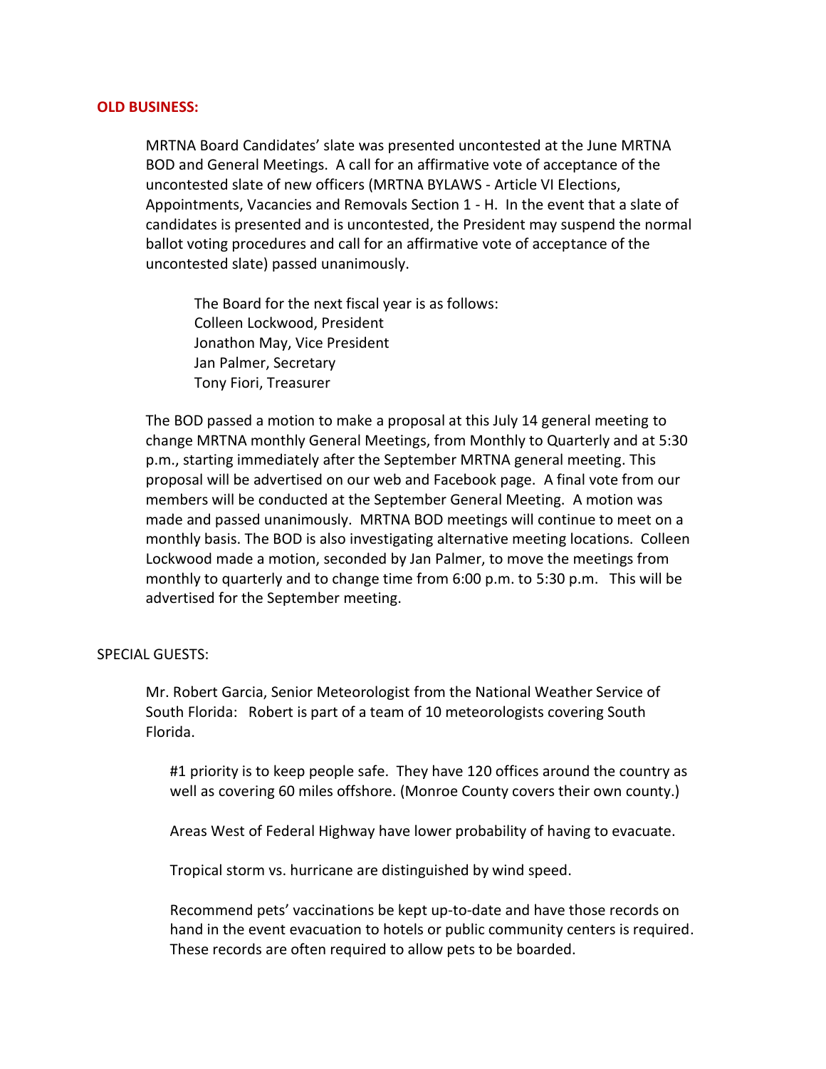**OLD BUSINESS:**

MRTNA Board Candidates' slate was presented uncontested at the June MRTNA BOD and General Meetings. A call for an affirmative vote of acceptance of the uncontested slate of new officers (MRTNA BYLAWS - Article VI Elections, Appointments, Vacancies and Removals Section 1 - H. In the event that a slate of candidates is presented and is uncontested, the President may suspend the normal ballot voting procedures and call for an affirmative vote of acceptance of the uncontested slate) passed unanimously.

The Board for the next fiscal year is as follows:
Colleen Lockwood, President
Jonathon May, Vice President
Jan Palmer, Secretary
Tony Fiori, Treasurer

The BOD passed a motion to make a proposal at this July 14 general meeting to change MRTNA monthly General Meetings, from Monthly to Quarterly and at 5:30 p.m., starting immediately after the September MRTNA general meeting. This proposal will be advertised on our web and Facebook page. A final vote from our members will be conducted at the September General Meeting. A motion was made and passed unanimously. MRTNA BOD meetings will continue to meet on a monthly basis. The BOD is also investigating alternative meeting locations. Colleen Lockwood made a motion, seconded by Jan Palmer, to move the meetings from monthly to quarterly and to change time from 6:00 p.m. to 5:30 p.m. This will be advertised for the September meeting.

SPECIAL GUESTS:

Mr. Robert Garcia, Senior Meteorologist from the National Weather Service of South Florida: Robert is part of a team of 10 meteorologists covering South Florida.

#1 priority is to keep people safe. They have 120 offices around the country as well as covering 60 miles offshore. (Monroe County covers their own county.)

Areas West of Federal Highway have lower probability of having to evacuate.

Tropical storm vs. hurricane are distinguished by wind speed.

Recommend pets' vaccinations be kept up-to-date and have those records on hand in the event evacuation to hotels or public community centers is required. These records are often required to allow pets to be boarded.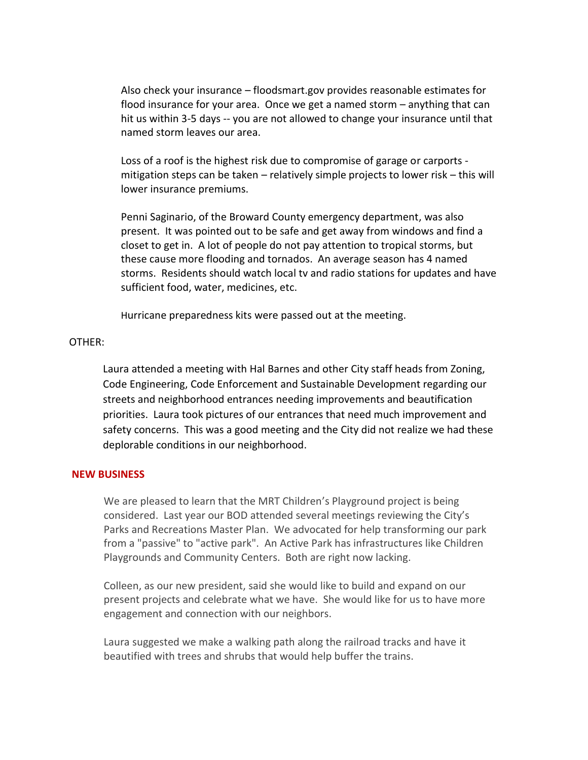Also check your insurance – floodsmart.gov provides reasonable estimates for flood insurance for your area. Once we get a named storm – anything that can hit us within 3-5 days -- you are not allowed to change your insurance until that named storm leaves our area.

Loss of a roof is the highest risk due to compromise of garage or carports - mitigation steps can be taken – relatively simple projects to lower risk – this will lower insurance premiums.

Penni Saginario, of the Broward County emergency department, was also present. It was pointed out to be safe and get away from windows and find a closet to get in. A lot of people do not pay attention to tropical storms, but these cause more flooding and tornados. An average season has 4 named storms. Residents should watch local tv and radio stations for updates and have sufficient food, water, medicines, etc.

Hurricane preparedness kits were passed out at the meeting.

OTHER:

Laura attended a meeting with Hal Barnes and other City staff heads from Zoning, Code Engineering, Code Enforcement and Sustainable Development regarding our streets and neighborhood entrances needing improvements and beautification priorities. Laura took pictures of our entrances that need much improvement and safety concerns. This was a good meeting and the City did not realize we had these deplorable conditions in our neighborhood.

**NEW BUSINESS**

We are pleased to learn that the MRT Children's Playground project is being considered. Last year our BOD attended several meetings reviewing the City's Parks and Recreations Master Plan. We advocated for help transforming our park from a "passive" to "active park". An Active Park has infrastructures like Children Playgrounds and Community Centers. Both are right now lacking.

Colleen, as our new president, said she would like to build and expand on our present projects and celebrate what we have. She would like for us to have more engagement and connection with our neighbors.

Laura suggested we make a walking path along the railroad tracks and have it beautified with trees and shrubs that would help buffer the trains.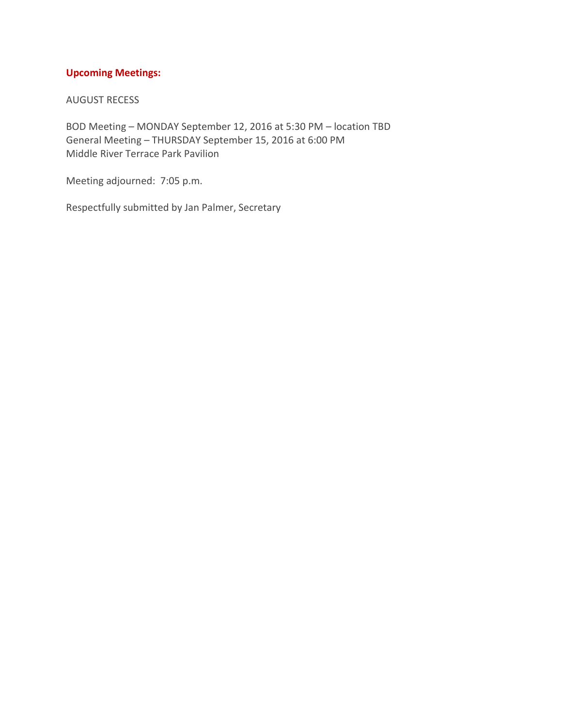**Upcoming Meetings:**

AUGUST RECESS

BOD Meeting – MONDAY September 12, 2016 at 5:30 PM – location TBD
General Meeting – THURSDAY September 15, 2016 at 6:00 PM
Middle River Terrace Park Pavilion

Meeting adjourned: 7:05 p.m.

Respectfully submitted by Jan Palmer, Secretary